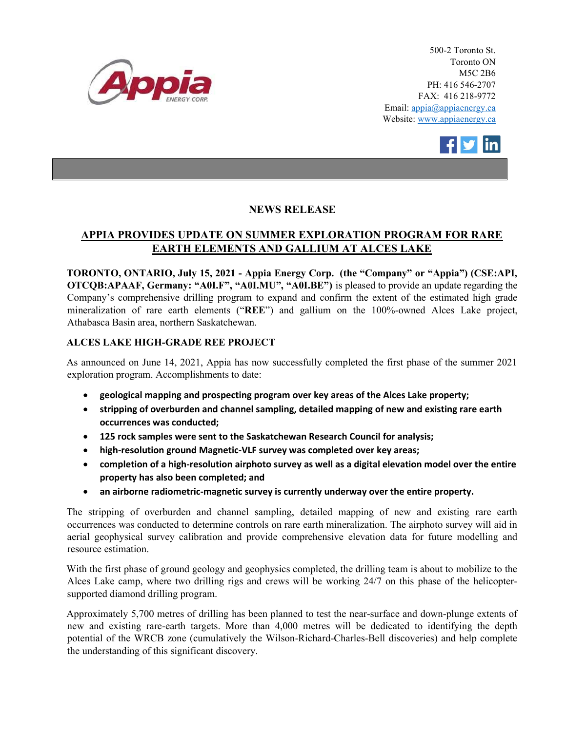Appia ENERGY CORP.

500-2 Toronto St.
Toronto ON
M5C 2B6
PH: 416 546-2707
FAX: 416 218-9772
Email: appia@appiaenergy.ca
Website: www.appiaenergy.ca

# NEWS RELEASE

## APPIA PROVIDES UPDATE ON SUMMER EXPLORATION PROGRAM FOR RARE EARTH ELEMENTS AND GALLIUM AT ALCES LAKE

**TORONTO, ONTARIO, July 15, 2021 - Appia Energy Corp. (the "Company" or "Appia") (CSE:API, OTCQB:APAAF, Germany: "A0I.F", "A0I.MU", "A0I.BE")** is pleased to provide an update regarding the Company's comprehensive drilling program to expand and confirm the extent of the estimated high grade mineralization of rare earth elements ("**REE**") and gallium on the 100%-owned Alces Lake project, Athabasca Basin area, northern Saskatchewan.

### ALCES LAKE HIGH-GRADE REE PROJECT

As announced on June 14, 2021, Appia has now successfully completed the first phase of the summer 2021 exploration program. Accomplishments to date:

- **geological mapping and prospecting program over key areas of the Alces Lake property;**
- **stripping of overburden and channel sampling, detailed mapping of new and existing rare earth occurrences was conducted;**
- **125 rock samples were sent to the Saskatchewan Research Council for analysis;**
- **high-resolution ground Magnetic-VLF survey was completed over key areas;**
- **completion of a high-resolution airphoto survey as well as a digital elevation model over the entire property has also been completed; and**
- **an airborne radiometric-magnetic survey is currently underway over the entire property.**

The stripping of overburden and channel sampling, detailed mapping of new and existing rare earth occurrences was conducted to determine controls on rare earth mineralization. The airphoto survey will aid in aerial geophysical survey calibration and provide comprehensive elevation data for future modelling and resource estimation.

With the first phase of ground geology and geophysics completed, the drilling team is about to mobilize to the Alces Lake camp, where two drilling rigs and crews will be working 24/7 on this phase of the helicopter-supported diamond drilling program.

Approximately 5,700 metres of drilling has been planned to test the near-surface and down-plunge extents of new and existing rare-earth targets. More than 4,000 metres will be dedicated to identifying the depth potential of the WRCB zone (cumulatively the Wilson-Richard-Charles-Bell discoveries) and help complete the understanding of this significant discovery.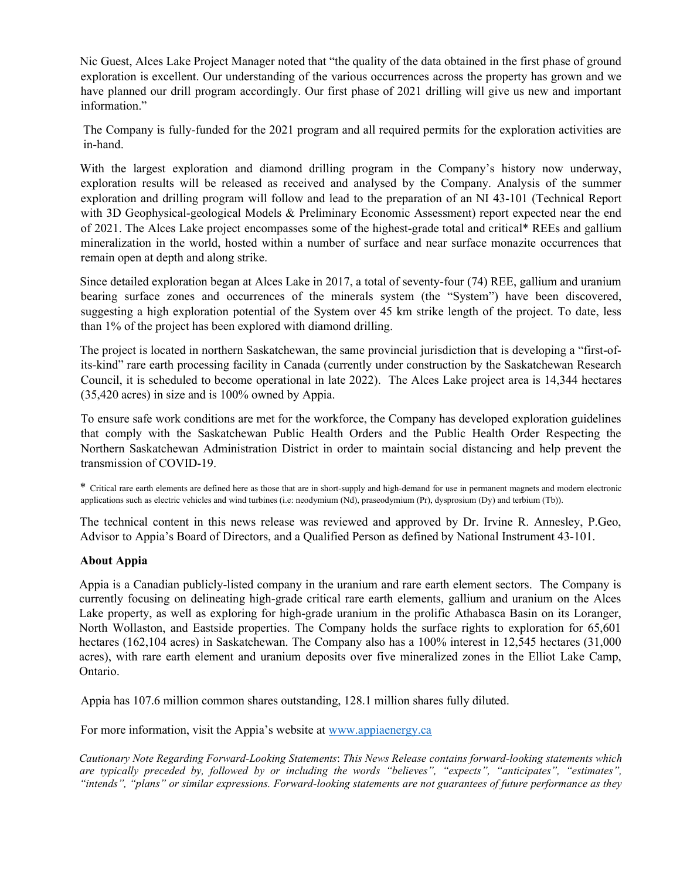Nic Guest, Alces Lake Project Manager noted that "the quality of the data obtained in the first phase of ground exploration is excellent. Our understanding of the various occurrences across the property has grown and we have planned our drill program accordingly. Our first phase of 2021 drilling will give us new and important information."

The Company is fully-funded for the 2021 program and all required permits for the exploration activities are in-hand.

With the largest exploration and diamond drilling program in the Company's history now underway, exploration results will be released as received and analysed by the Company. Analysis of the summer exploration and drilling program will follow and lead to the preparation of an NI 43-101 (Technical Report with 3D Geophysical-geological Models & Preliminary Economic Assessment) report expected near the end of 2021. The Alces Lake project encompasses some of the highest-grade total and critical* REEs and gallium mineralization in the world, hosted within a number of surface and near surface monazite occurrences that remain open at depth and along strike.

Since detailed exploration began at Alces Lake in 2017, a total of seventy-four (74) REE, gallium and uranium bearing surface zones and occurrences of the minerals system (the "System") have been discovered, suggesting a high exploration potential of the System over 45 km strike length of the project. To date, less than 1% of the project has been explored with diamond drilling.

The project is located in northern Saskatchewan, the same provincial jurisdiction that is developing a "first-of-its-kind" rare earth processing facility in Canada (currently under construction by the Saskatchewan Research Council, it is scheduled to become operational in late 2022). The Alces Lake project area is 14,344 hectares (35,420 acres) in size and is 100% owned by Appia.

To ensure safe work conditions are met for the workforce, the Company has developed exploration guidelines that comply with the Saskatchewan Public Health Orders and the Public Health Order Respecting the Northern Saskatchewan Administration District in order to maintain social distancing and help prevent the transmission of COVID-19.

* Critical rare earth elements are defined here as those that are in short-supply and high-demand for use in permanent magnets and modern electronic applications such as electric vehicles and wind turbines (i.e: neodymium (Nd), praseodymium (Pr), dysprosium (Dy) and terbium (Tb)).

The technical content in this news release was reviewed and approved by Dr. Irvine R. Annesley, P.Geo, Advisor to Appia's Board of Directors, and a Qualified Person as defined by National Instrument 43-101.

**About Appia**

Appia is a Canadian publicly-listed company in the uranium and rare earth element sectors. The Company is currently focusing on delineating high-grade critical rare earth elements, gallium and uranium on the Alces Lake property, as well as exploring for high-grade uranium in the prolific Athabasca Basin on its Loranger, North Wollaston, and Eastside properties. The Company holds the surface rights to exploration for 65,601 hectares (162,104 acres) in Saskatchewan. The Company also has a 100% interest in 12,545 hectares (31,000 acres), with rare earth element and uranium deposits over five mineralized zones in the Elliot Lake Camp, Ontario.

Appia has 107.6 million common shares outstanding, 128.1 million shares fully diluted.

For more information, visit the Appia's website at [www.appiaenergy.ca](http://www.appiaenergy.ca)

*Cautionary Note Regarding Forward-Looking Statements: This News Release contains forward-looking statements which are typically preceded by, followed by or including the words "believes", "expects", "anticipates", "estimates", "intends", "plans" or similar expressions. Forward-looking statements are not guarantees of future performance as they*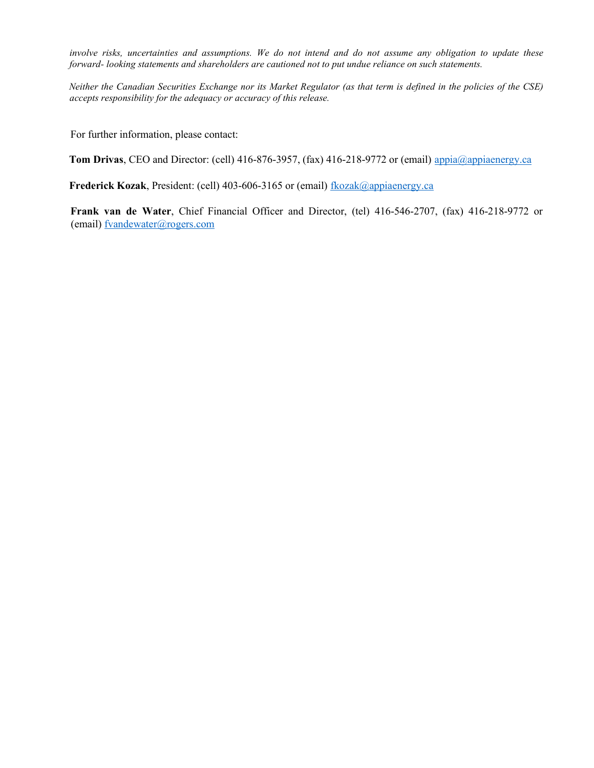*involve risks, uncertainties and assumptions. We do not intend and do not assume any obligation to update these forward- looking statements and shareholders are cautioned not to put undue reliance on such statements.*

*Neither the Canadian Securities Exchange nor its Market Regulator (as that term is defined in the policies of the CSE) accepts responsibility for the adequacy or accuracy of this release.*

For further information, please contact:

**Tom Drivas**, CEO and Director: (cell) 416-876-3957, (fax) 416-218-9772 or (email) appia@appiaenergy.ca

**Frederick Kozak**, President: (cell) 403-606-3165 or (email) fkozak@appiaenergy.ca

**Frank van de Water**, Chief Financial Officer and Director, (tel) 416-546-2707, (fax) 416-218-9772 or (email) fvandewater@rogers.com